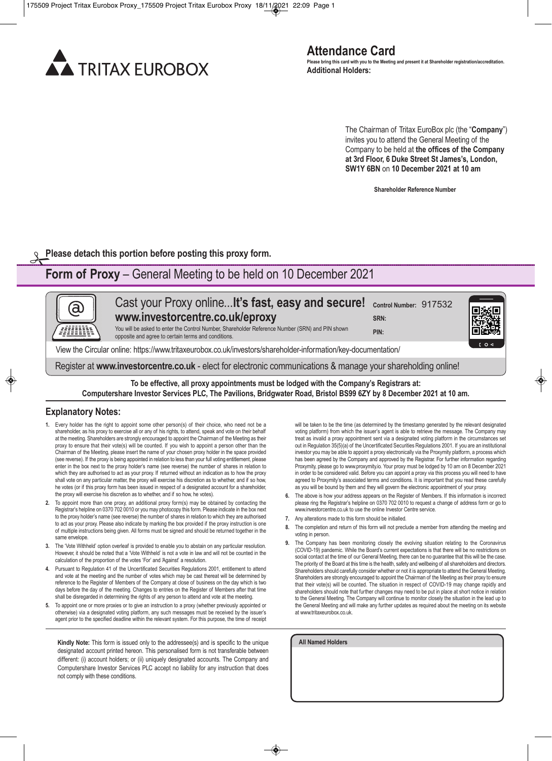TRITAX EUROBOX

# Attendance Card

**Please bring this card with you to the Meeting and present it at Shareholder registration/accreditation.**

**Additional Holders:**

The Chairman of Tritax EuroBox plc (the "**Company**") invites you to attend the General Meeting of the Company to be held at **the offices of the Company at 3rd Floor, 6 Duke Street St James's, London, SW1Y 6BN** on **10 December 2021 at 10 am**

**Shareholder Reference Number**

**Please detach this portion before posting this proxy form.**

## Form of Proxy – General Meeting to be held on 10 December 2021

Cast your Proxy online...**It's fast, easy and secure!**
**www.investorcentre.co.uk/eproxy**

You will be asked to enter the Control Number, Shareholder Reference Number (SRN) and PIN shown opposite and agree to certain terms and conditions.

**Control Number:** 917532
**SRN:**
**PIN:**

View the Circular online: https://www.tritaxeurobox.co.uk/investors/shareholder-information/key-documentation/

Register at **www.investorcentre.co.uk** - elect for electronic communications & manage your shareholding online!

**To be effective, all proxy appointments must be lodged with the Company's Registrars at:
Computershare Investor Services PLC, The Pavilions, Bridgwater Road, Bristol BS99 6ZY by 8 December 2021 at 10 am.**

### Explanatory Notes:

1. Every holder has the right to appoint some other person(s) of their choice, who need not be a shareholder, as his proxy to exercise all or any of his rights, to attend, speak and vote on their behalf at the meeting. Shareholders are strongly encouraged to appoint the Chairman of the Meeting as their proxy to ensure that their vote(s) will be counted. If you wish to appoint a person other than the Chairman of the Meeting, please insert the name of your chosen proxy holder in the space provided (see reverse). If the proxy is being appointed in relation to less than your full voting entitlement, please enter in the box next to the proxy holder's name (see reverse) the number of shares in relation to which they are authorised to act as your proxy. If returned without an indication as to how the proxy shall vote on any particular matter, the proxy will exercise his discretion as to whether, and if so how, he votes (or if this proxy form has been issued in respect of a designated account for a shareholder, the proxy will exercise his discretion as to whether, and if so how, he votes).
2. To appoint more than one proxy, an additional proxy form(s) may be obtained by contacting the Registrar's helpline on 0370 702 0010 or you may photocopy this form. Please indicate in the box next to the proxy holder's name (see reverse) the number of shares in relation to which they are authorised to act as your proxy. Please also indicate by marking the box provided if the proxy instruction is one of multiple instructions being given. All forms must be signed and should be returned together in the same envelope.
3. The 'Vote Withheld' option overleaf is provided to enable you to abstain on any particular resolution. However, it should be noted that a 'Vote Withheld' is not a vote in law and will not be counted in the calculation of the proportion of the votes 'For' and 'Against' a resolution.
4. Pursuant to Regulation 41 of the Uncertificated Securities Regulations 2001, entitlement to attend and vote at the meeting and the number of votes which may be cast thereat will be determined by reference to the Register of Members of the Company at close of business on the day which is two days before the day of the meeting. Changes to entries on the Register of Members after that time shall be disregarded in determining the rights of any person to attend and vote at the meeting.
5. To appoint one or more proxies or to give an instruction to a proxy (whether previously appointed or otherwise) via a designated voting platform, any such messages must be received by the issuer's agent prior to the specified deadline within the relevant system. For this purpose, the time of receipt will be taken to be the time (as determined by the timestamp generated by the relevant designated voting platform) from which the issuer's agent is able to retrieve the message. The Company may treat as invalid a proxy appointment sent via a designated voting platform in the circumstances set out in Regulation 35(5)(a) of the Uncertificated Securities Regulations 2001. If you are an institutional investor you may be able to appoint a proxy electronically via the Proxymity platform, a process which has been agreed by the Company and approved by the Registrar. For further information regarding Proxymity, please go to www.proxymity.io. Your proxy must be lodged by 10 am on 8 December 2021 in order to be considered valid. Before you can appoint a proxy via this process you will need to have agreed to Proxymity's associated terms and conditions. It is important that you read these carefully as you will be bound by them and they will govern the electronic appointment of your proxy.
6. The above is how your address appears on the Register of Members. If this information is incorrect please ring the Registrar's helpline on 0370 702 0010 to request a change of address form or go to www.investorcentre.co.uk to use the online Investor Centre service.
7. Any alterations made to this form should be initialled.
8. The completion and return of this form will not preclude a member from attending the meeting and voting in person.
9. The Company has been monitoring closely the evolving situation relating to the Coronavirus (COVID-19) pandemic. While the Board's current expectations is that there will be no restrictions on social contact at the time of our General Meeting, there can be no guarantee that this will be the case. The priority of the Board at this time is the health, safety and wellbeing of all shareholders and directors. Shareholders should carefully consider whether or not it is appropriate to attend the General Meeting. Shareholders are strongly encouraged to appoint the Chairman of the Meeting as their proxy to ensure that their vote(s) will be counted. The situation in respect of COVID-19 may change rapidly and shareholders should note that further changes may need to be put in place at short notice in relation to the General Meeting. The Company will continue to monitor closely the situation in the lead up to the General Meeting and will make any further updates as required about the meeting on its website at www.tritaxeurobox.co.uk.

**Kindly Note:** This form is issued only to the addressee(s) and is specific to the unique designated account printed hereon. This personalised form is not transferable between different: (i) account holders; or (ii) uniquely designated accounts. The Company and Computershare Investor Services PLC accept no liability for any instruction that does not comply with these conditions.

**All Named Holders**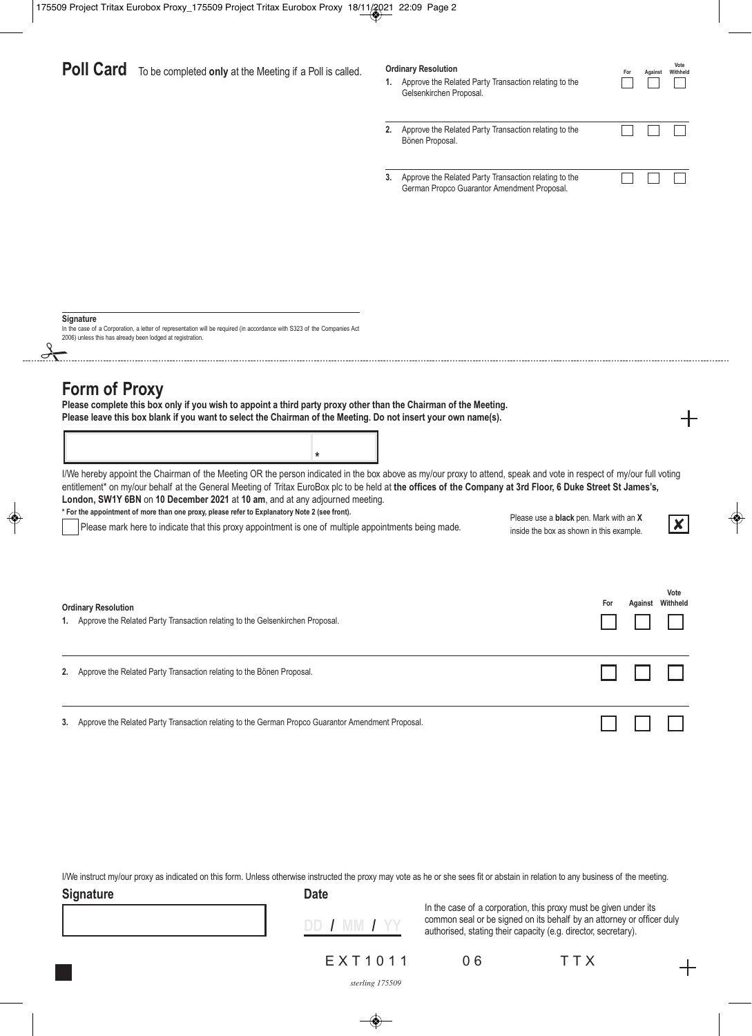## Poll Card

To be completed **only** at the Meeting if a Poll is called.

| Ordinary Resolution | For | Against | Vote Withheld |
|---|---|---|---|
| 1. Approve the Related Party Transaction relating to the Gelsenkirchen Proposal. | ☐ | ☐ | ☐ |
| 2. Approve the Related Party Transaction relating to the Bönen Proposal. | ☐ | ☐ | ☐ |
| 3. Approve the Related Party Transaction relating to the German Propco Guarantor Amendment Proposal. | ☐ | ☐ | ☐ |

**Signature**

In the case of a Corporation, a letter of representation will be required (in accordance with S323 of the Companies Act 2006) unless this has already been lodged at registration.

## Form of Proxy

**Please complete this box only if you wish to appoint a third party proxy other than the Chairman of the Meeting.**
**Please leave this box blank if you want to select the Chairman of the Meeting. Do not insert your own name(s).**

*

I/We hereby appoint the Chairman of the Meeting OR the person indicated in the box above as my/our proxy to attend, speak and vote in respect of my/our full voting entitlement* on my/our behalf at the General Meeting of Tritax EuroBox plc to be held at **the offices of the Company at 3rd Floor, 6 Duke Street St James's, London, SW1Y 6BN** on **10 December 2021** at **10 am**, and at any adjourned meeting.

**\* For the appointment of more than one proxy, please refer to Explanatory Note 2 (see front).**

☐ Please mark here to indicate that this proxy appointment is one of multiple appointments being made.

Please use a **black** pen. Mark with an **X** inside the box as shown in this example. ☒

| Ordinary Resolution | For | Against | Vote Withheld |
|---|---|---|---|
| 1. Approve the Related Party Transaction relating to the Gelsenkirchen Proposal. | ☐ | ☐ | ☐ |
| 2. Approve the Related Party Transaction relating to the Bönen Proposal. | ☐ | ☐ | ☐ |
| 3. Approve the Related Party Transaction relating to the German Propco Guarantor Amendment Proposal. | ☐ | ☐ | ☐ |

I/We instruct my/our proxy as indicated on this form. Unless otherwise instructed the proxy may vote as he or she sees fit or abstain in relation to any business of the meeting.

**Signature**

**Date**

DD / MM / YY

In the case of a corporation, this proxy must be given under its common seal or be signed on its behalf by an attorney or officer duly authorised, stating their capacity (e.g. director, secretary).

EXT1011 06 TTX

*sterling 175509*